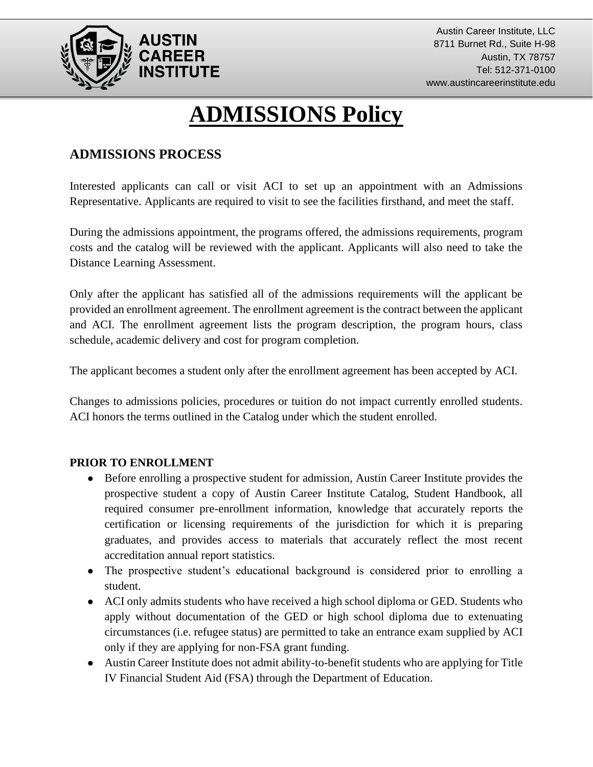Austin Career Institute, LLC
8711 Burnet Rd., Suite H-98
Austin, TX 78757
Tel: 512-371-0100
www.austincareerinstitute.edu

# ADMISSIONS Policy

## ADMISSIONS PROCESS

Interested applicants can call or visit ACI to set up an appointment with an Admissions Representative. Applicants are required to visit to see the facilities firsthand, and meet the staff.

During the admissions appointment, the programs offered, the admissions requirements, program costs and the catalog will be reviewed with the applicant. Applicants will also need to take the Distance Learning Assessment.

Only after the applicant has satisfied all of the admissions requirements will the applicant be provided an enrollment agreement. The enrollment agreement is the contract between the applicant and ACI. The enrollment agreement lists the program description, the program hours, class schedule, academic delivery and cost for program completion.

The applicant becomes a student only after the enrollment agreement has been accepted by ACI.

Changes to admissions policies, procedures or tuition do not impact currently enrolled students. ACI honors the terms outlined in the Catalog under which the student enrolled.

### PRIOR TO ENROLLMENT

- Before enrolling a prospective student for admission, Austin Career Institute provides the prospective student a copy of Austin Career Institute Catalog, Student Handbook, all required consumer pre-enrollment information, knowledge that accurately reports the certification or licensing requirements of the jurisdiction for which it is preparing graduates, and provides access to materials that accurately reflect the most recent accreditation annual report statistics.
- The prospective student's educational background is considered prior to enrolling a student.
- ACI only admits students who have received a high school diploma or GED. Students who apply without documentation of the GED or high school diploma due to extenuating circumstances (i.e. refugee status) are permitted to take an entrance exam supplied by ACI only if they are applying for non-FSA grant funding.
- Austin Career Institute does not admit ability-to-benefit students who are applying for Title IV Financial Student Aid (FSA) through the Department of Education.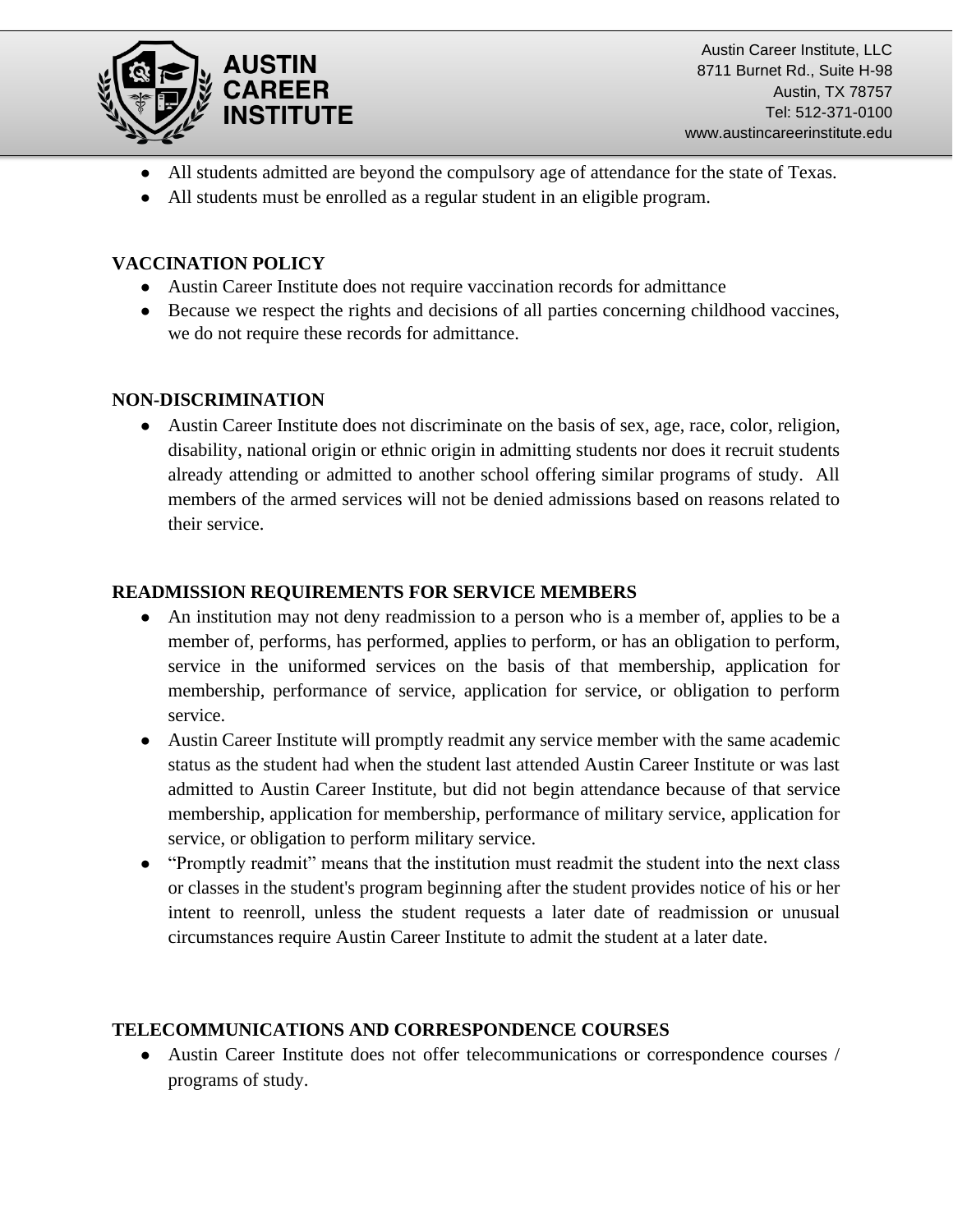- All students admitted are beyond the compulsory age of attendance for the state of Texas.
- All students must be enrolled as a regular student in an eligible program.

## VACCINATION POLICY

- Austin Career Institute does not require vaccination records for admittance
- Because we respect the rights and decisions of all parties concerning childhood vaccines, we do not require these records for admittance.

## NON-DISCRIMINATION

- Austin Career Institute does not discriminate on the basis of sex, age, race, color, religion, disability, national origin or ethnic origin in admitting students nor does it recruit students already attending or admitted to another school offering similar programs of study. All members of the armed services will not be denied admissions based on reasons related to their service.

## READMISSION REQUIREMENTS FOR SERVICE MEMBERS

- An institution may not deny readmission to a person who is a member of, applies to be a member of, performs, has performed, applies to perform, or has an obligation to perform, service in the uniformed services on the basis of that membership, application for membership, performance of service, application for service, or obligation to perform service.
- Austin Career Institute will promptly readmit any service member with the same academic status as the student had when the student last attended Austin Career Institute or was last admitted to Austin Career Institute, but did not begin attendance because of that service membership, application for membership, performance of military service, application for service, or obligation to perform military service.
- "Promptly readmit" means that the institution must readmit the student into the next class or classes in the student's program beginning after the student provides notice of his or her intent to reenroll, unless the student requests a later date of readmission or unusual circumstances require Austin Career Institute to admit the student at a later date.

## TELECOMMUNICATIONS AND CORRESPONDENCE COURSES

- Austin Career Institute does not offer telecommunications or correspondence courses / programs of study.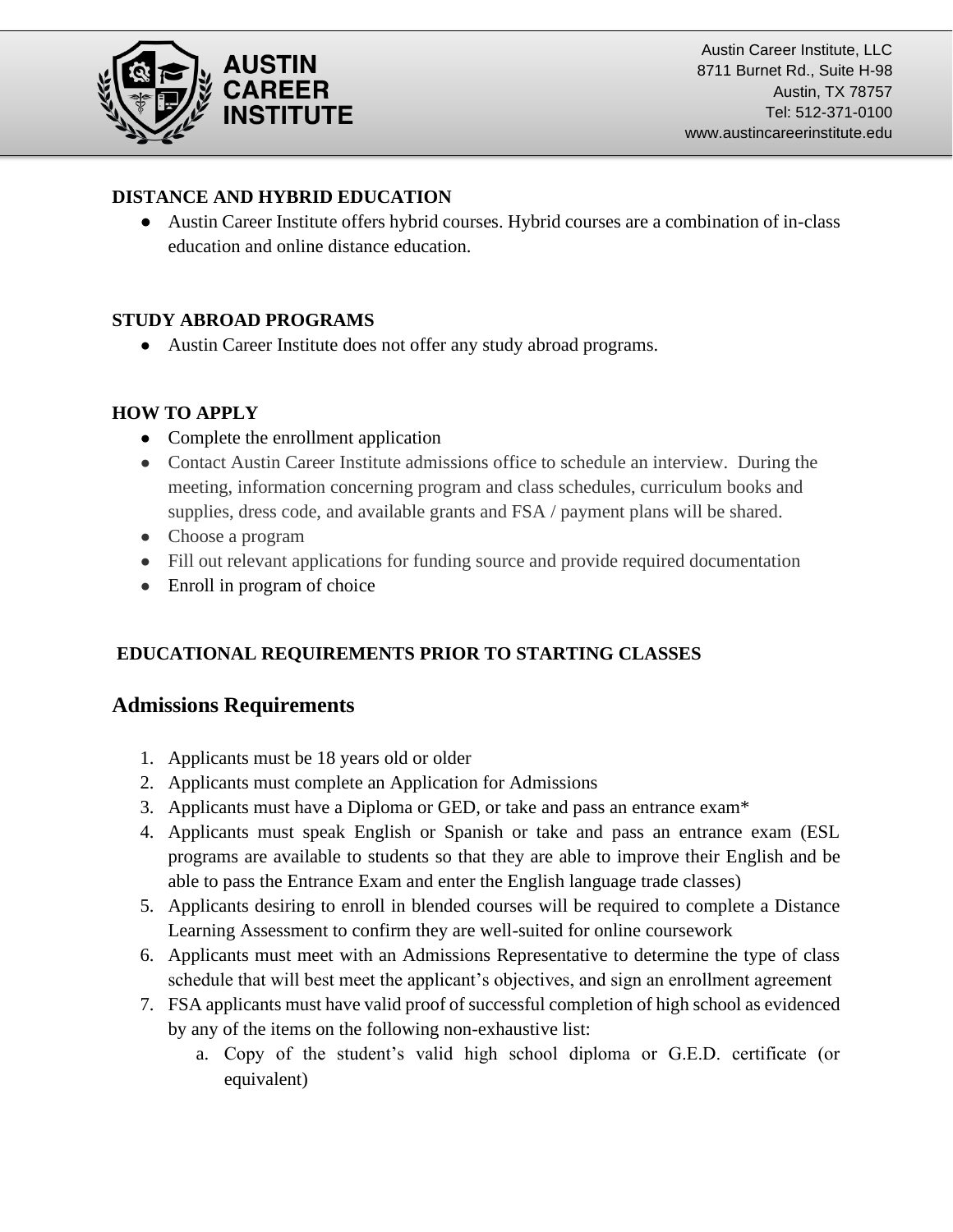**DISTANCE AND HYBRID EDUCATION**

- Austin Career Institute offers hybrid courses. Hybrid courses are a combination of in-class education and online distance education.

**STUDY ABROAD PROGRAMS**

- Austin Career Institute does not offer any study abroad programs.

**HOW TO APPLY**

- Complete the enrollment application
- Contact Austin Career Institute admissions office to schedule an interview. During the meeting, information concerning program and class schedules, curriculum books and supplies, dress code, and available grants and FSA / payment plans will be shared.
- Choose a program
- Fill out relevant applications for funding source and provide required documentation
- Enroll in program of choice

**EDUCATIONAL REQUIREMENTS PRIOR TO STARTING CLASSES**

## Admissions Requirements

1. Applicants must be 18 years old or older
2. Applicants must complete an Application for Admissions
3. Applicants must have a Diploma or GED, or take and pass an entrance exam*
4. Applicants must speak English or Spanish or take and pass an entrance exam (ESL programs are available to students so that they are able to improve their English and be able to pass the Entrance Exam and enter the English language trade classes)
5. Applicants desiring to enroll in blended courses will be required to complete a Distance Learning Assessment to confirm they are well-suited for online coursework
6. Applicants must meet with an Admissions Representative to determine the type of class schedule that will best meet the applicant's objectives, and sign an enrollment agreement
7. FSA applicants must have valid proof of successful completion of high school as evidenced by any of the items on the following non-exhaustive list:
   a. Copy of the student's valid high school diploma or G.E.D. certificate (or equivalent)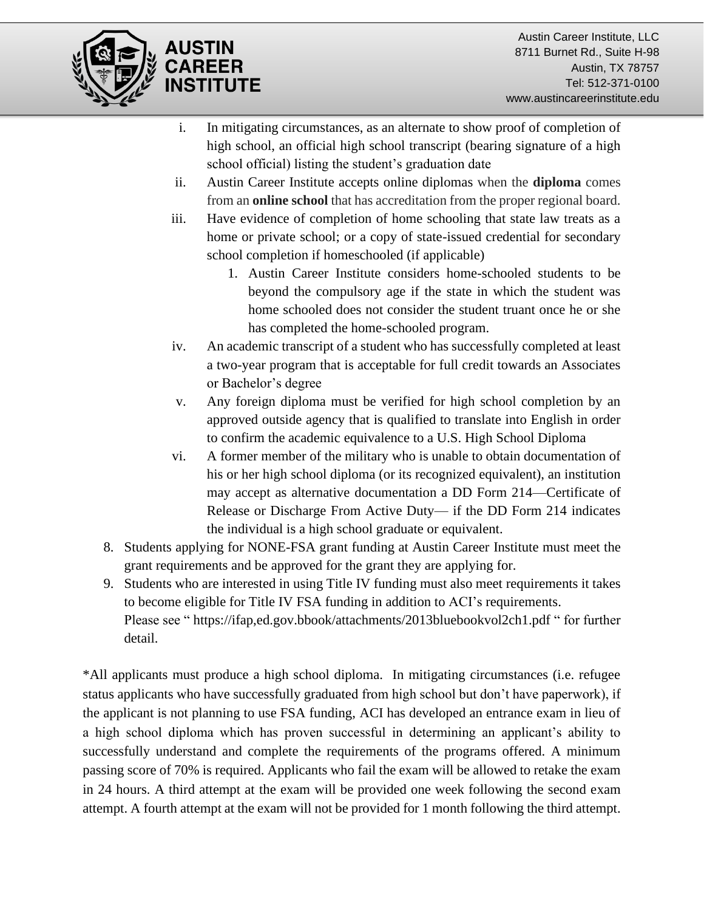i. In mitigating circumstances, as an alternate to show proof of completion of high school, an official high school transcript (bearing signature of a high school official) listing the student's graduation date
   ii. Austin Career Institute accepts online diplomas when the **diploma** comes from an **online school** that has accreditation from the proper regional board.
   iii. Have evidence of completion of home schooling that state law treats as a home or private school; or a copy of state-issued credential for secondary school completion if homeschooled (if applicable)
      1. Austin Career Institute considers home-schooled students to be beyond the compulsory age if the state in which the student was home schooled does not consider the student truant once he or she has completed the home-schooled program.
   iv. An academic transcript of a student who has successfully completed at least a two-year program that is acceptable for full credit towards an Associates or Bachelor's degree
   v. Any foreign diploma must be verified for high school completion by an approved outside agency that is qualified to translate into English in order to confirm the academic equivalence to a U.S. High School Diploma
   vi. A former member of the military who is unable to obtain documentation of his or her high school diploma (or its recognized equivalent), an institution may accept as alternative documentation a DD Form 214—Certificate of Release or Discharge From Active Duty— if the DD Form 214 indicates the individual is a high school graduate or equivalent.

8. Students applying for NONE-FSA grant funding at Austin Career Institute must meet the grant requirements and be approved for the grant they are applying for.
9. Students who are interested in using Title IV funding must also meet requirements it takes to become eligible for Title IV FSA funding in addition to ACI's requirements.
   Please see " https://ifap,ed.gov.bbook/attachments/2013bluebookvol2ch1.pdf " for further detail.

*All applicants must produce a high school diploma. In mitigating circumstances (i.e. refugee status applicants who have successfully graduated from high school but don't have paperwork), if the applicant is not planning to use FSA funding, ACI has developed an entrance exam in lieu of a high school diploma which has proven successful in determining an applicant's ability to successfully understand and complete the requirements of the programs offered. A minimum passing score of 70% is required. Applicants who fail the exam will be allowed to retake the exam in 24 hours. A third attempt at the exam will be provided one week following the second exam attempt. A fourth attempt at the exam will not be provided for 1 month following the third attempt.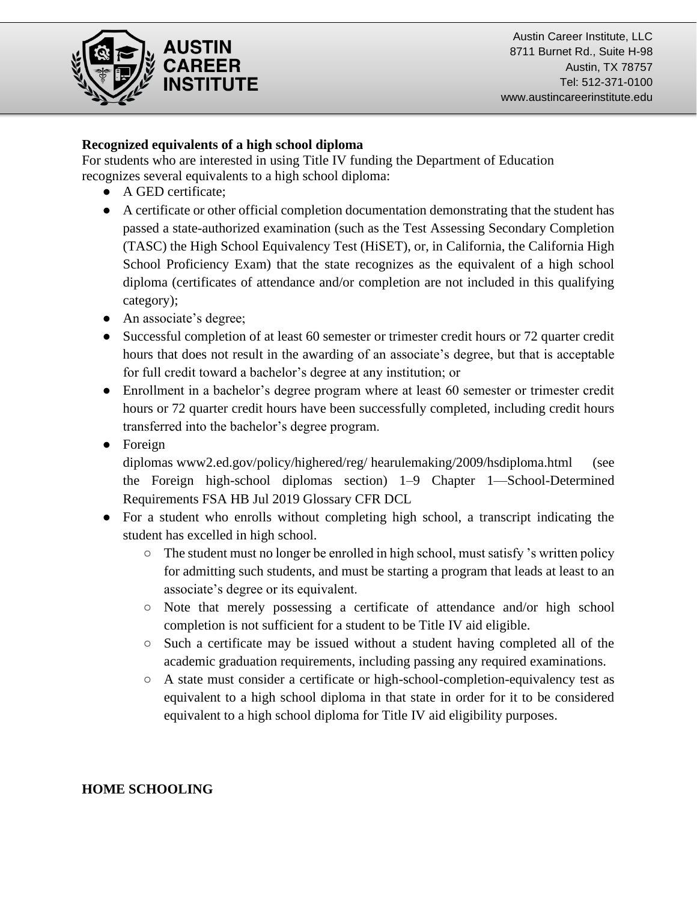**Recognized equivalents of a high school diploma**

For students who are interested in using Title IV funding the Department of Education recognizes several equivalents to a high school diploma:

- A GED certificate;
- A certificate or other official completion documentation demonstrating that the student has passed a state-authorized examination (such as the Test Assessing Secondary Completion (TASC) the High School Equivalency Test (HiSET), or, in California, the California High School Proficiency Exam) that the state recognizes as the equivalent of a high school diploma (certificates of attendance and/or completion are not included in this qualifying category);
- An associate's degree;
- Successful completion of at least 60 semester or trimester credit hours or 72 quarter credit hours that does not result in the awarding of an associate's degree, but that is acceptable for full credit toward a bachelor's degree at any institution; or
- Enrollment in a bachelor's degree program where at least 60 semester or trimester credit hours or 72 quarter credit hours have been successfully completed, including credit hours transferred into the bachelor's degree program.
- Foreign diplomas www2.ed.gov/policy/highered/reg/ hearulemaking/2009/hsdiploma.html (see the Foreign high-school diplomas section) 1–9 Chapter 1—School-Determined Requirements FSA HB Jul 2019 Glossary CFR DCL
- For a student who enrolls without completing high school, a transcript indicating the student has excelled in high school.
  - The student must no longer be enrolled in high school, must satisfy 's written policy for admitting such students, and must be starting a program that leads at least to an associate's degree or its equivalent.
  - Note that merely possessing a certificate of attendance and/or high school completion is not sufficient for a student to be Title IV aid eligible.
  - Such a certificate may be issued without a student having completed all of the academic graduation requirements, including passing any required examinations.
  - A state must consider a certificate or high-school-completion-equivalency test as equivalent to a high school diploma in that state in order for it to be considered equivalent to a high school diploma for Title IV aid eligibility purposes.

**HOME SCHOOLING**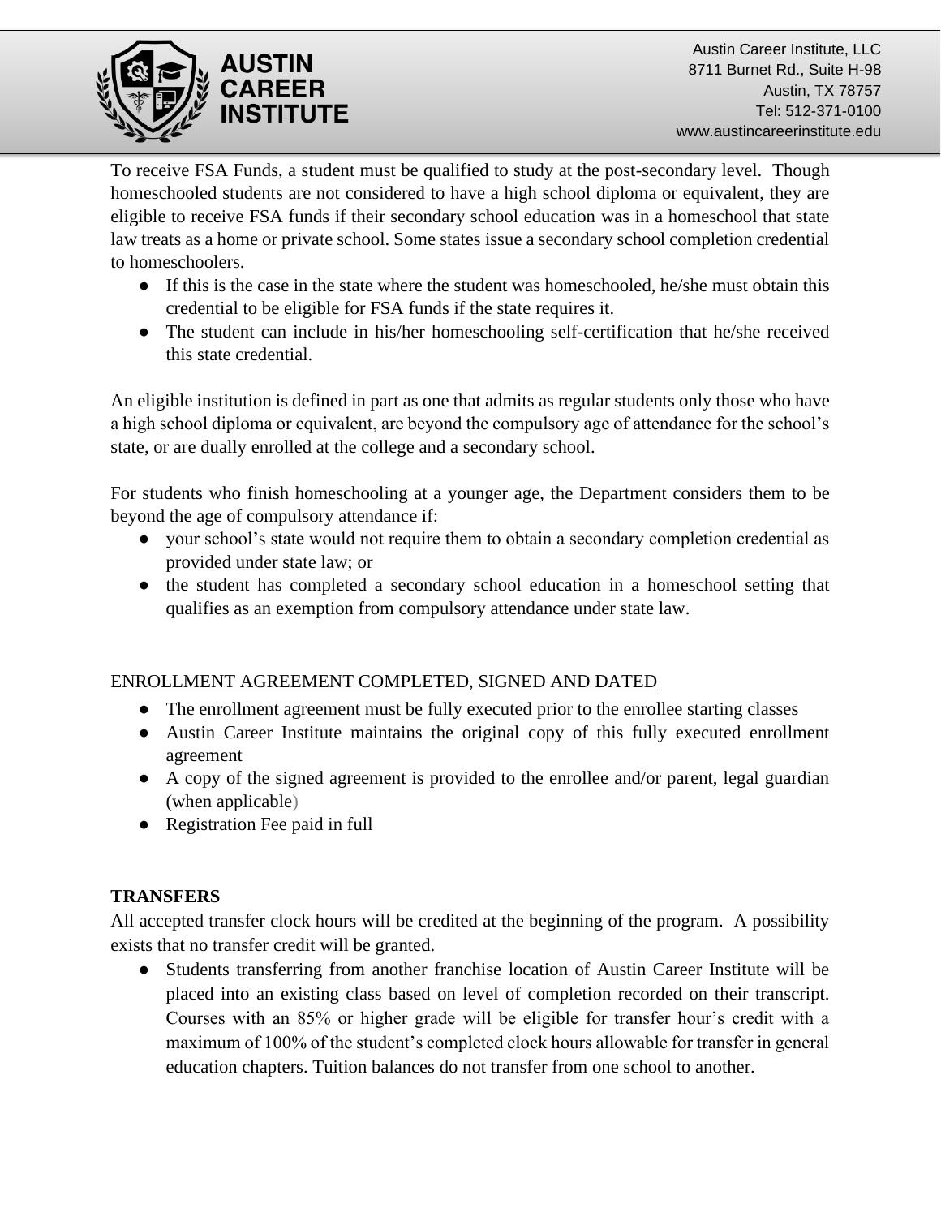To receive FSA Funds, a student must be qualified to study at the post-secondary level. Though homeschooled students are not considered to have a high school diploma or equivalent, they are eligible to receive FSA funds if their secondary school education was in a homeschool that state law treats as a home or private school. Some states issue a secondary school completion credential to homeschoolers.

- If this is the case in the state where the student was homeschooled, he/she must obtain this credential to be eligible for FSA funds if the state requires it.
- The student can include in his/her homeschooling self-certification that he/she received this state credential.

An eligible institution is defined in part as one that admits as regular students only those who have a high school diploma or equivalent, are beyond the compulsory age of attendance for the school's state, or are dually enrolled at the college and a secondary school.

For students who finish homeschooling at a younger age, the Department considers them to be beyond the age of compulsory attendance if:

- your school's state would not require them to obtain a secondary completion credential as provided under state law; or
- the student has completed a secondary school education in a homeschool setting that qualifies as an exemption from compulsory attendance under state law.

<u>ENROLLMENT AGREEMENT COMPLETED, SIGNED AND DATED</u>

- The enrollment agreement must be fully executed prior to the enrollee starting classes
- Austin Career Institute maintains the original copy of this fully executed enrollment agreement
- A copy of the signed agreement is provided to the enrollee and/or parent, legal guardian (when applicable)
- Registration Fee paid in full

**TRANSFERS**

All accepted transfer clock hours will be credited at the beginning of the program. A possibility exists that no transfer credit will be granted.

- Students transferring from another franchise location of Austin Career Institute will be placed into an existing class based on level of completion recorded on their transcript. Courses with an 85% or higher grade will be eligible for transfer hour's credit with a maximum of 100% of the student's completed clock hours allowable for transfer in general education chapters. Tuition balances do not transfer from one school to another.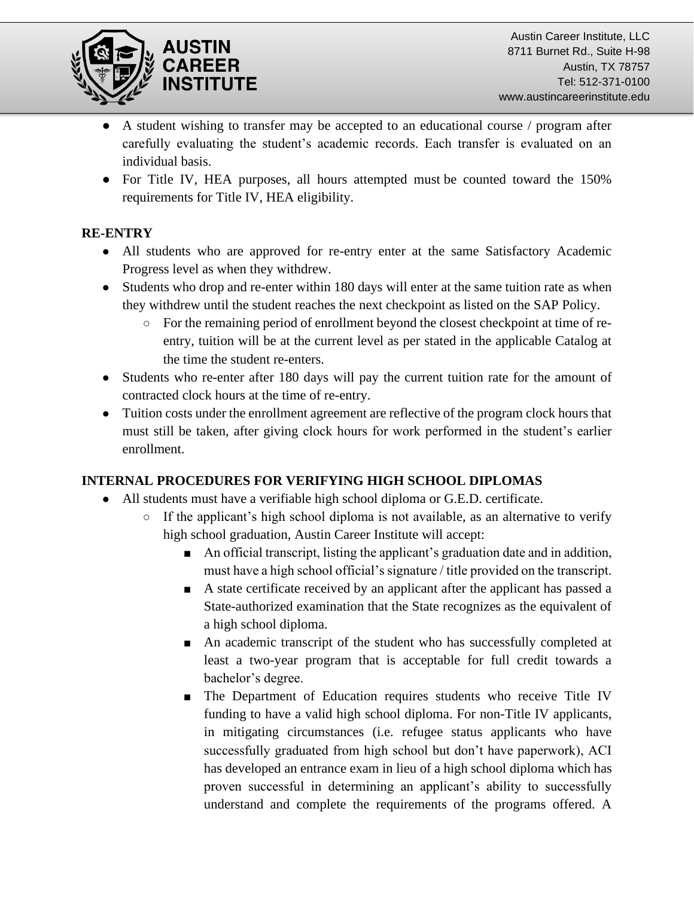- A student wishing to transfer may be accepted to an educational course / program after carefully evaluating the student's academic records. Each transfer is evaluated on an individual basis.
- For Title IV, HEA purposes, all hours attempted must be counted toward the 150% requirements for Title IV, HEA eligibility.

**RE-ENTRY**

- All students who are approved for re-entry enter at the same Satisfactory Academic Progress level as when they withdrew.
- Students who drop and re-enter within 180 days will enter at the same tuition rate as when they withdrew until the student reaches the next checkpoint as listed on the SAP Policy.
  - For the remaining period of enrollment beyond the closest checkpoint at time of re-entry, tuition will be at the current level as per stated in the applicable Catalog at the time the student re-enters.
- Students who re-enter after 180 days will pay the current tuition rate for the amount of contracted clock hours at the time of re-entry.
- Tuition costs under the enrollment agreement are reflective of the program clock hours that must still be taken, after giving clock hours for work performed in the student's earlier enrollment.

**INTERNAL PROCEDURES FOR VERIFYING HIGH SCHOOL DIPLOMAS**

- All students must have a verifiable high school diploma or G.E.D. certificate.
  - If the applicant's high school diploma is not available, as an alternative to verify high school graduation, Austin Career Institute will accept:
    - An official transcript, listing the applicant's graduation date and in addition, must have a high school official's signature / title provided on the transcript.
    - A state certificate received by an applicant after the applicant has passed a State-authorized examination that the State recognizes as the equivalent of a high school diploma.
    - An academic transcript of the student who has successfully completed at least a two-year program that is acceptable for full credit towards a bachelor's degree.
    - The Department of Education requires students who receive Title IV funding to have a valid high school diploma. For non-Title IV applicants, in mitigating circumstances (i.e. refugee status applicants who have successfully graduated from high school but don't have paperwork), ACI has developed an entrance exam in lieu of a high school diploma which has proven successful in determining an applicant's ability to successfully understand and complete the requirements of the programs offered. A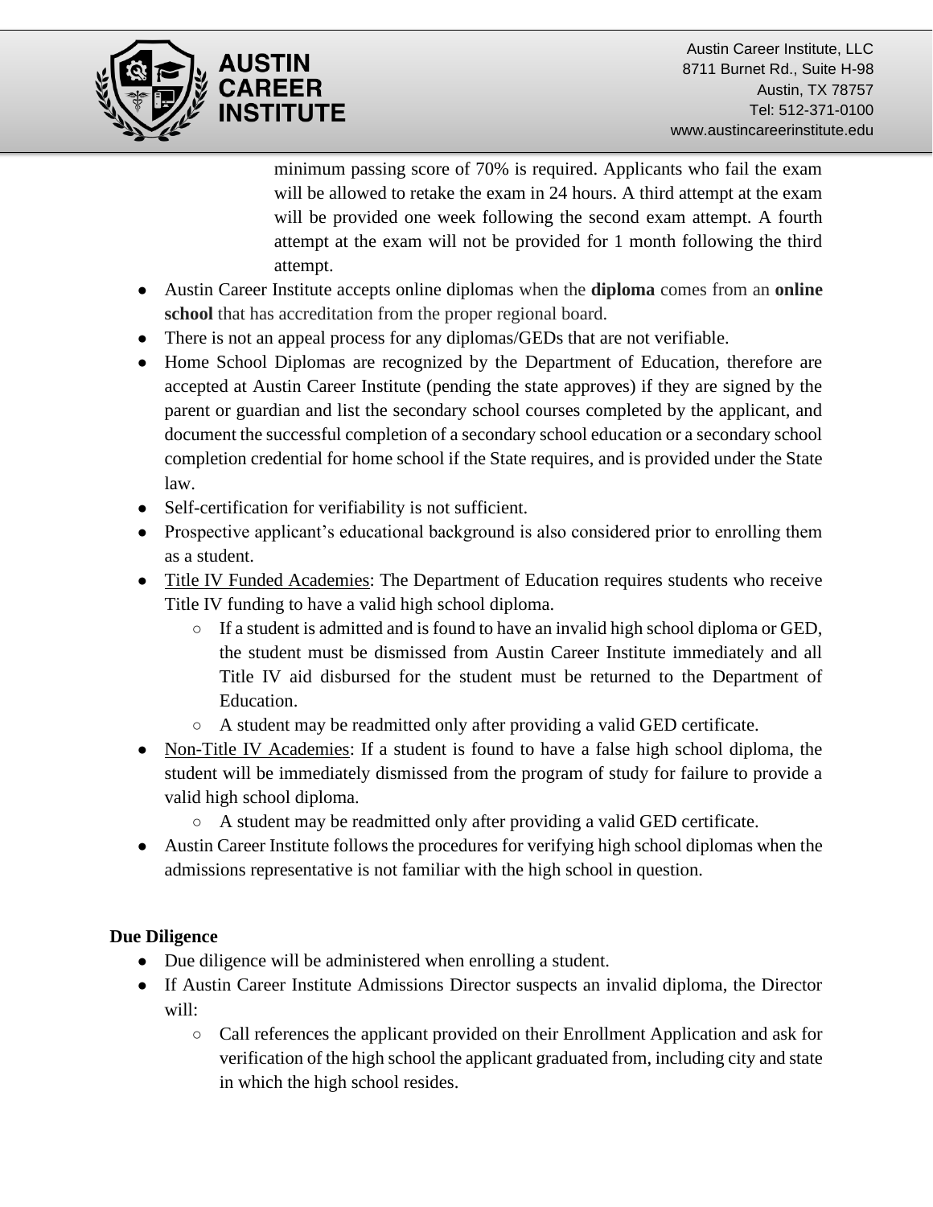minimum passing score of 70% is required. Applicants who fail the exam will be allowed to retake the exam in 24 hours. A third attempt at the exam will be provided one week following the second exam attempt. A fourth attempt at the exam will not be provided for 1 month following the third attempt.

- Austin Career Institute accepts online diplomas when the **diploma** comes from an **online school** that has accreditation from the proper regional board.
- There is not an appeal process for any diplomas/GEDs that are not verifiable.
- Home School Diplomas are recognized by the Department of Education, therefore are accepted at Austin Career Institute (pending the state approves) if they are signed by the parent or guardian and list the secondary school courses completed by the applicant, and document the successful completion of a secondary school education or a secondary school completion credential for home school if the State requires, and is provided under the State law.
- Self-certification for verifiability is not sufficient.
- Prospective applicant's educational background is also considered prior to enrolling them as a student.
- Title IV Funded Academies: The Department of Education requires students who receive Title IV funding to have a valid high school diploma.
    - If a student is admitted and is found to have an invalid high school diploma or GED, the student must be dismissed from Austin Career Institute immediately and all Title IV aid disbursed for the student must be returned to the Department of Education.
    - A student may be readmitted only after providing a valid GED certificate.
- Non-Title IV Academies: If a student is found to have a false high school diploma, the student will be immediately dismissed from the program of study for failure to provide a valid high school diploma.
    - A student may be readmitted only after providing a valid GED certificate.
- Austin Career Institute follows the procedures for verifying high school diplomas when the admissions representative is not familiar with the high school in question.

**Due Diligence**

- Due diligence will be administered when enrolling a student.
- If Austin Career Institute Admissions Director suspects an invalid diploma, the Director will:
    - Call references the applicant provided on their Enrollment Application and ask for verification of the high school the applicant graduated from, including city and state in which the high school resides.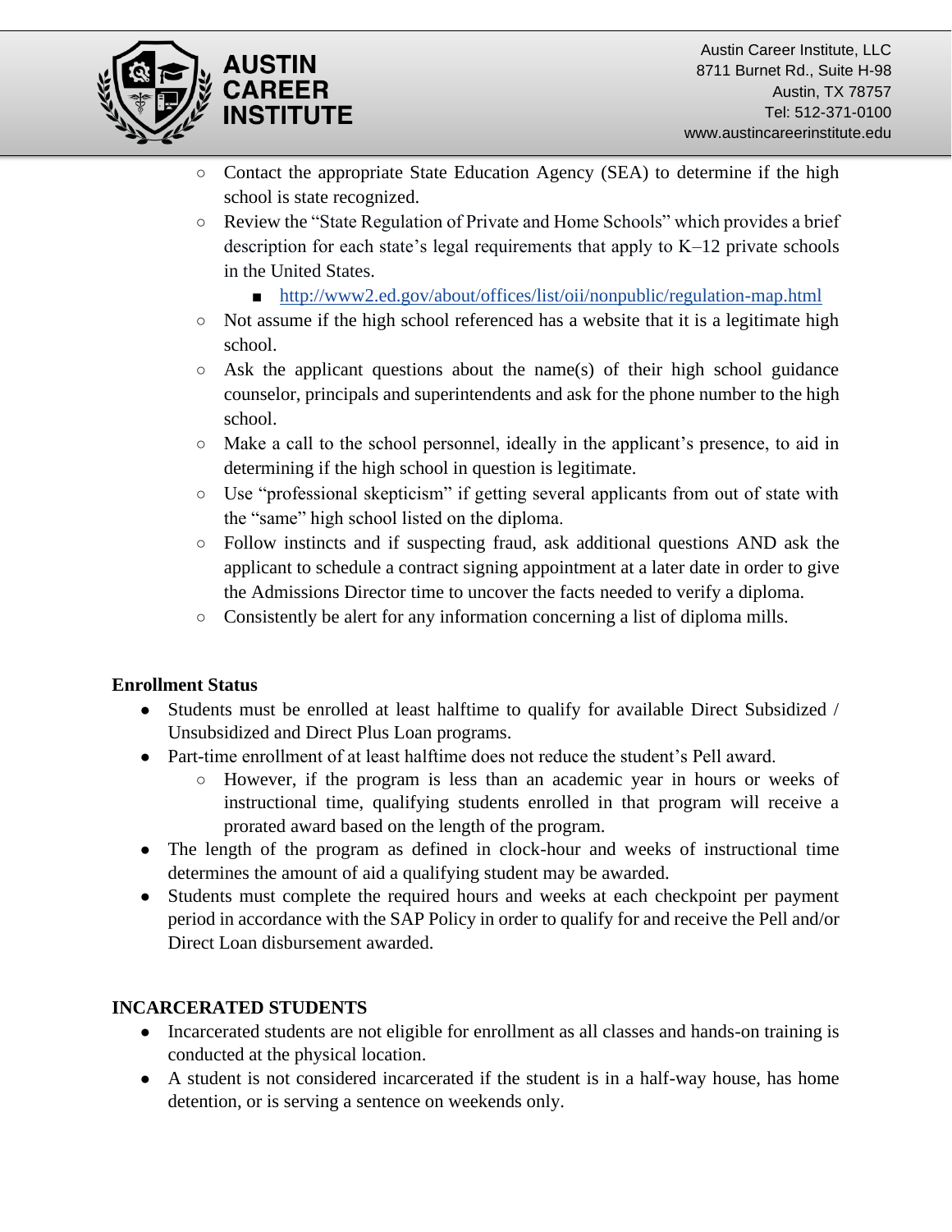- Contact the appropriate State Education Agency (SEA) to determine if the high school is state recognized.
- Review the "State Regulation of Private and Home Schools" which provides a brief description for each state's legal requirements that apply to K–12 private schools in the United States.
  - http://www2.ed.gov/about/offices/list/oii/nonpublic/regulation-map.html
- Not assume if the high school referenced has a website that it is a legitimate high school.
- Ask the applicant questions about the name(s) of their high school guidance counselor, principals and superintendents and ask for the phone number to the high school.
- Make a call to the school personnel, ideally in the applicant's presence, to aid in determining if the high school in question is legitimate.
- Use "professional skepticism" if getting several applicants from out of state with the "same" high school listed on the diploma.
- Follow instincts and if suspecting fraud, ask additional questions AND ask the applicant to schedule a contract signing appointment at a later date in order to give the Admissions Director time to uncover the facts needed to verify a diploma.
- Consistently be alert for any information concerning a list of diploma mills.

**Enrollment Status**

- Students must be enrolled at least halftime to qualify for available Direct Subsidized / Unsubsidized and Direct Plus Loan programs.
- Part-time enrollment of at least halftime does not reduce the student's Pell award.
  - However, if the program is less than an academic year in hours or weeks of instructional time, qualifying students enrolled in that program will receive a prorated award based on the length of the program.
- The length of the program as defined in clock-hour and weeks of instructional time determines the amount of aid a qualifying student may be awarded.
- Students must complete the required hours and weeks at each checkpoint per payment period in accordance with the SAP Policy in order to qualify for and receive the Pell and/or Direct Loan disbursement awarded.

**INCARCERATED STUDENTS**

- Incarcerated students are not eligible for enrollment as all classes and hands-on training is conducted at the physical location.
- A student is not considered incarcerated if the student is in a half-way house, has home detention, or is serving a sentence on weekends only.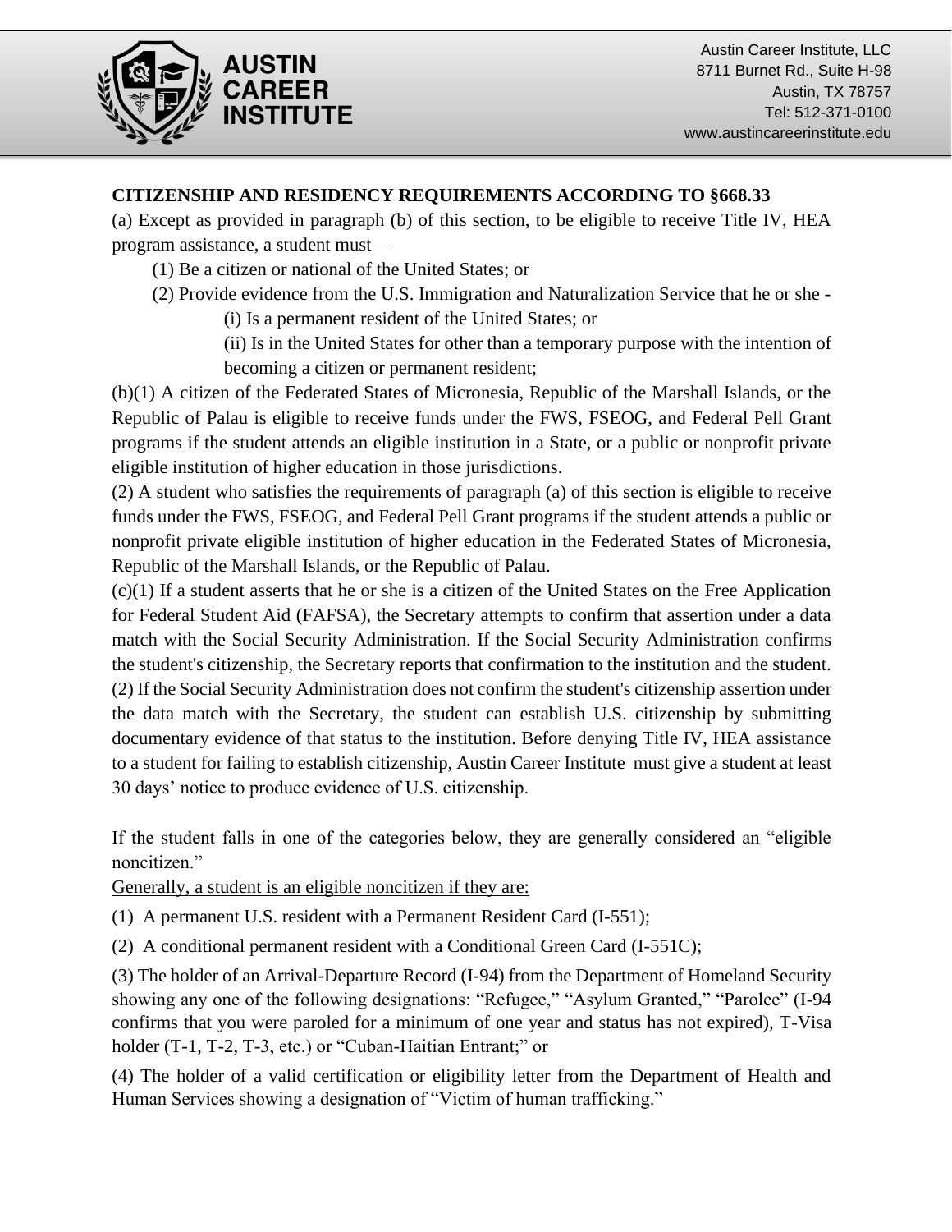## CITIZENSHIP AND RESIDENCY REQUIREMENTS ACCORDING TO §668.33

(a) Except as provided in paragraph (b) of this section, to be eligible to receive Title IV, HEA program assistance, a student must—

(1) Be a citizen or national of the United States; or

(2) Provide evidence from the U.S. Immigration and Naturalization Service that he or she -

(i) Is a permanent resident of the United States; or

(ii) Is in the United States for other than a temporary purpose with the intention of becoming a citizen or permanent resident;

(b)(1) A citizen of the Federated States of Micronesia, Republic of the Marshall Islands, or the Republic of Palau is eligible to receive funds under the FWS, FSEOG, and Federal Pell Grant programs if the student attends an eligible institution in a State, or a public or nonprofit private eligible institution of higher education in those jurisdictions.

(2) A student who satisfies the requirements of paragraph (a) of this section is eligible to receive funds under the FWS, FSEOG, and Federal Pell Grant programs if the student attends a public or nonprofit private eligible institution of higher education in the Federated States of Micronesia, Republic of the Marshall Islands, or the Republic of Palau.

(c)(1) If a student asserts that he or she is a citizen of the United States on the Free Application for Federal Student Aid (FAFSA), the Secretary attempts to confirm that assertion under a data match with the Social Security Administration. If the Social Security Administration confirms the student's citizenship, the Secretary reports that confirmation to the institution and the student.

(2) If the Social Security Administration does not confirm the student's citizenship assertion under the data match with the Secretary, the student can establish U.S. citizenship by submitting documentary evidence of that status to the institution. Before denying Title IV, HEA assistance to a student for failing to establish citizenship, Austin Career Institute must give a student at least 30 days' notice to produce evidence of U.S. citizenship.

If the student falls in one of the categories below, they are generally considered an "eligible noncitizen."

<u>Generally, a student is an eligible noncitizen if they are:</u>

(1) A permanent U.S. resident with a Permanent Resident Card (I-551);

(2) A conditional permanent resident with a Conditional Green Card (I-551C);

(3) The holder of an Arrival-Departure Record (I-94) from the Department of Homeland Security showing any one of the following designations: "Refugee," "Asylum Granted," "Parolee" (I-94 confirms that you were paroled for a minimum of one year and status has not expired), T-Visa holder (T-1, T-2, T-3, etc.) or "Cuban-Haitian Entrant;" or

(4) The holder of a valid certification or eligibility letter from the Department of Health and Human Services showing a designation of "Victim of human trafficking."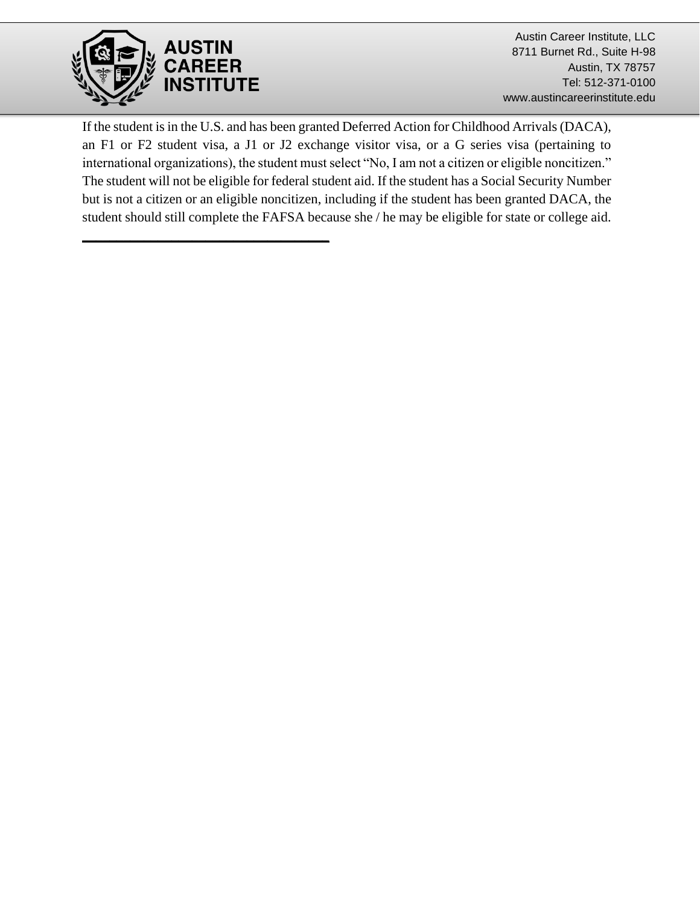If the student is in the U.S. and has been granted Deferred Action for Childhood Arrivals (DACA), an F1 or F2 student visa, a J1 or J2 exchange visitor visa, or a G series visa (pertaining to international organizations), the student must select "No, I am not a citizen or eligible noncitizen." The student will not be eligible for federal student aid. If the student has a Social Security Number but is not a citizen or an eligible noncitizen, including if the student has been granted DACA, the student should still complete the FAFSA because she / he may be eligible for state or college aid.